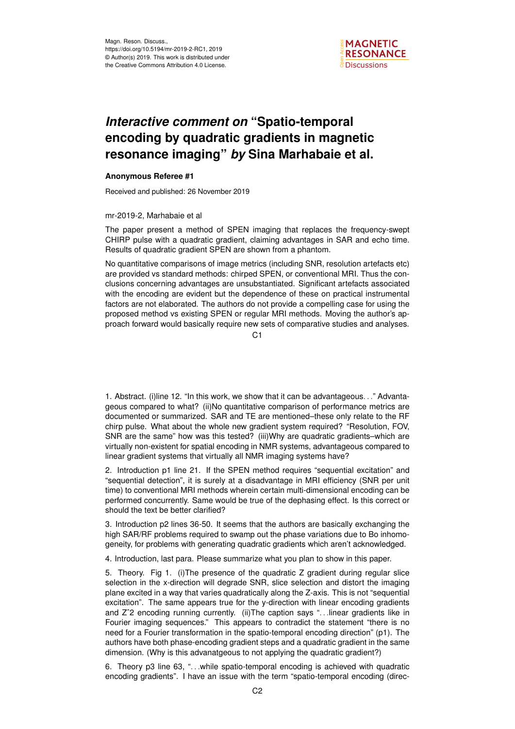# *Interactive comment on* "Spatio-temporal encoding by quadratic gradients in magnetic resonance imaging" *by* Sina Marhabaie et al.

**Anonymous Referee #1**

Received and published: 26 November 2019

mr-2019-2, Marhabaie et al

The paper present a method of SPEN imaging that replaces the frequency-swept CHIRP pulse with a quadratic gradient, claiming advantages in SAR and echo time. Results of quadratic gradient SPEN are shown from a phantom.

No quantitative comparisons of image metrics (including SNR, resolution artefacts etc) are provided vs standard methods: chirped SPEN, or conventional MRI. Thus the conclusions concerning advantages are unsubstantiated. Significant artefacts associated with the encoding are evident but the dependence of these on practical instrumental factors are not elaborated. The authors do not provide a compelling case for using the proposed method vs existing SPEN or regular MRI methods. Moving the author's approach forward would basically require new sets of comparative studies and analyses.

1. Abstract. (i)line 12. "In this work, we show that it can be advantageous..." Advantageous compared to what? (ii)No quantitative comparison of performance metrics are documented or summarized. SAR and TE are mentioned–these only relate to the RF chirp pulse. What about the whole new gradient system required? "Resolution, FOV, SNR are the same" how was this tested? (iii)Why are quadratic gradients–which are virtually non-existent for spatial encoding in NMR systems, advantageous compared to linear gradient systems that virtually all NMR imaging systems have?

2. Introduction p1 line 21. If the SPEN method requires "sequential excitation" and "sequential detection", it is surely at a disadvantage in MRI efficiency (SNR per unit time) to conventional MRI methods wherein certain multi-dimensional encoding can be performed concurrently. Same would be true of the dephasing effect. Is this correct or should the text be better clarified?

3. Introduction p2 lines 36-50. It seems that the authors are basically exchanging the high SAR/RF problems required to swamp out the phase variations due to Bo inhomogeneity, for problems with generating quadratic gradients which aren't acknowledged.

4. Introduction, last para. Please summarize what you plan to show in this paper.

5. Theory. Fig 1. (i)The presence of the quadratic Z gradient during regular slice selection in the x-direction will degrade SNR, slice selection and distort the imaging plane excited in a way that varies quadratically along the Z-axis. This is not "sequential excitation". The same appears true for the y-direction with linear encoding gradients and Zˆ2 encoding running currently. (ii)The caption says "...linear gradients like in Fourier imaging sequences." This appears to contradict the statement "there is no need for a Fourier transformation in the spatio-temporal encoding direction" (p1). The authors have both phase-encoding gradient steps and a quadratic gradient in the same dimension. (Why is this advanatgeous to not applying the quadratic gradient?)

6. Theory p3 line 63, "...while spatio-temporal encoding is achieved with quadratic encoding gradients". I have an issue with the term "spatio-temporal encoding (direc-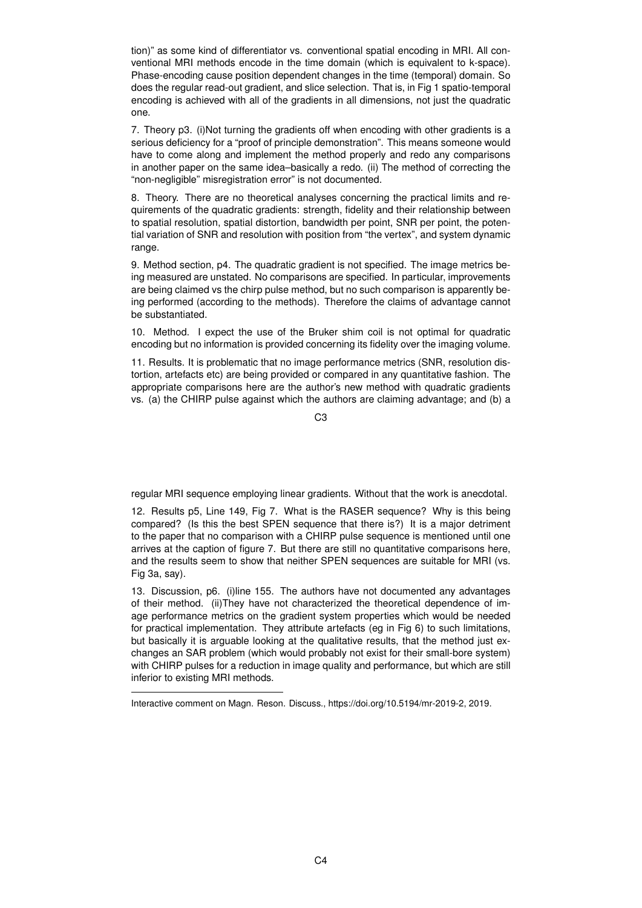tion)" as some kind of differentiator vs. conventional spatial encoding in MRI. All conventional MRI methods encode in the time domain (which is equivalent to k-space). Phase-encoding cause position dependent changes in the time (temporal) domain. So does the regular read-out gradient, and slice selection. That is, in Fig 1 spatio-temporal encoding is achieved with all of the gradients in all dimensions, not just the quadratic one.

7. Theory p3. (i)Not turning the gradients off when encoding with other gradients is a serious deficiency for a "proof of principle demonstration". This means someone would have to come along and implement the method properly and redo any comparisons in another paper on the same idea–basically a redo. (ii) The method of correcting the "non-negligible" misregistration error" is not documented.

8. Theory. There are no theoretical analyses concerning the practical limits and requirements of the quadratic gradients: strength, fidelity and their relationship between to spatial resolution, spatial distortion, bandwidth per point, SNR per point, the potential variation of SNR and resolution with position from "the vertex", and system dynamic range.

9. Method section, p4. The quadratic gradient is not specified. The image metrics being measured are unstated. No comparisons are specified. In particular, improvements are being claimed vs the chirp pulse method, but no such comparison is apparently being performed (according to the methods). Therefore the claims of advantage cannot be substantiated.

10. Method. I expect the use of the Bruker shim coil is not optimal for quadratic encoding but no information is provided concerning its fidelity over the imaging volume.

11. Results. It is problematic that no image performance metrics (SNR, resolution distortion, artefacts etc) are being provided or compared in any quantitative fashion. The appropriate comparisons here are the author's new method with quadratic gradients vs. (a) the CHIRP pulse against which the authors are claiming advantage; and (b) a regular MRI sequence employing linear gradients. Without that the work is anecdotal.

12. Results p5, Line 149, Fig 7. What is the RASER sequence? Why is this being compared? (Is this the best SPEN sequence that there is?) It is a major detriment to the paper that no comparison with a CHIRP pulse sequence is mentioned until one arrives at the caption of figure 7. But there are still no quantitative comparisons here, and the results seem to show that neither SPEN sequences are suitable for MRI (vs. Fig 3a, say).

13. Discussion, p6. (i)line 155. The authors have not documented any advantages of their method. (ii)They have not characterized the theoretical dependence of image performance metrics on the gradient system properties which would be needed for practical implementation. They attribute artefacts (eg in Fig 6) to such limitations, but basically it is arguable looking at the qualitative results, that the method just exchanges an SAR problem (which would probably not exist for their small-bore system) with CHIRP pulses for a reduction in image quality and performance, but which are still inferior to existing MRI methods.

---

Interactive comment on Magn. Reson. Discuss., https://doi.org/10.5194/mr-2019-2, 2019.